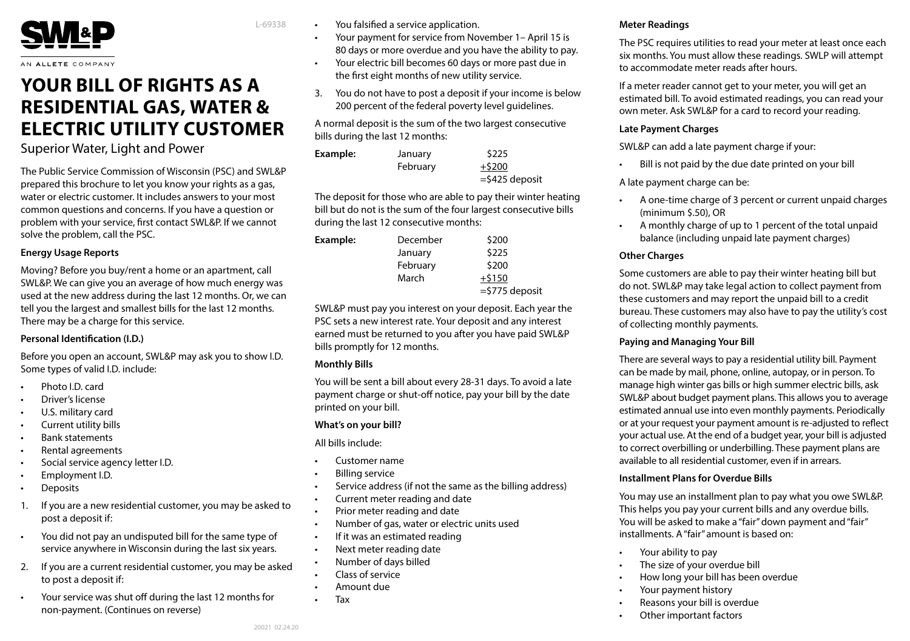SWL&P

AN ALLETE COMPANY

# YOUR BILL OF RIGHTS AS A RESIDENTIAL GAS, WATER & ELECTRIC UTILITY CUSTOMER

Superior Water, Light and Power

The Public Service Commission of Wisconsin (PSC) and SWL&P prepared this brochure to let you know your rights as a gas, water or electric customer. It includes answers to your most common questions and concerns. If you have a question or problem with your service, first contact SWL&P. If we cannot solve the problem, call the PSC.

### Energy Usage Reports

Moving? Before you buy/rent a home or an apartment, call SWL&P. We can give you an average of how much energy was used at the new address during the last 12 months. Or, we can tell you the largest and smallest bills for the last 12 months. There may be a charge for this service.

### Personal Identification (I.D.)

Before you open an account, SWL&P may ask you to show I.D. Some types of valid I.D. include:

- Photo I.D. card
- Driver's license
- U.S. military card
- Current utility bills
- Bank statements
- Rental agreements
- Social service agency letter I.D.
- Employment I.D.
- Deposits

1. If you are a new residential customer, you may be asked to post a deposit if:

- You did not pay an undisputed bill for the same type of service anywhere in Wisconsin during the last six years.

2. If you are a current residential customer, you may be asked to post a deposit if:

- Your service was shut off during the last 12 months for non-payment. (Continues on reverse)
- You falsified a service application.
- Your payment for service from November 1– April 15 is 80 days or more overdue and you have the ability to pay.
- Your electric bill becomes 60 days or more past due in the first eight months of new utility service.

3. You do not have to post a deposit if your income is below 200 percent of the federal poverty level guidelines.

A normal deposit is the sum of the two largest consecutive bills during the last 12 months:

| **Example:** | January | $225 |
|---|---|---|
| | February | +$200 |
| | | =$425 deposit |

The deposit for those who are able to pay their winter heating bill but do not is the sum of the four largest consecutive bills during the last 12 consecutive months:

| **Example:** | December | $200 |
|---|---|---|
| | January | $225 |
| | February | $200 |
| | March | +$150 |
| | | =$775 deposit |

SWL&P must pay you interest on your deposit. Each year the PSC sets a new interest rate. Your deposit and any interest earned must be returned to you after you have paid SWL&P bills promptly for 12 months.

### Monthly Bills

You will be sent a bill about every 28-31 days. To avoid a late payment charge or shut-off notice, pay your bill by the date printed on your bill.

### What's on your bill?

All bills include:

- Customer name
- Billing service
- Service address (if not the same as the billing address)
- Current meter reading and date
- Prior meter reading and date
- Number of gas, water or electric units used
- If it was an estimated reading
- Next meter reading date
- Number of days billed
- Class of service
- Amount due
- Tax

### Meter Readings

The PSC requires utilities to read your meter at least once each six months. You must allow these readings. SWLP will attempt to accommodate meter reads after hours.

If a meter reader cannot get to your meter, you will get an estimated bill. To avoid estimated readings, you can read your own meter. Ask SWL&P for a card to record your reading.

### Late Payment Charges

SWL&P can add a late payment charge if your:

- Bill is not paid by the due date printed on your bill

A late payment charge can be:

- A one-time charge of 3 percent or current unpaid charges (minimum $.50), OR
- A monthly charge of up to 1 percent of the total unpaid balance (including unpaid late payment charges)

### Other Charges

Some customers are able to pay their winter heating bill but do not. SWL&P may take legal action to collect payment from these customers and may report the unpaid bill to a credit bureau. These customers may also have to pay the utility's cost of collecting monthly payments.

### Paying and Managing Your Bill

There are several ways to pay a residential utility bill. Payment can be made by mail, phone, online, autopay, or in person. To manage high winter gas bills or high summer electric bills, ask SWL&P about budget payment plans. This allows you to average estimated annual use into even monthly payments. Periodically or at your request your payment amount is re-adjusted to reflect your actual use. At the end of a budget year, your bill is adjusted to correct overbilling or underbilling. These payment plans are available to all residential customer, even if in arrears.

### Installment Plans for Overdue Bills

You may use an installment plan to pay what you owe SWL&P. This helps you pay your current bills and any overdue bills. You will be asked to make a "fair" down payment and "fair" installments. A "fair" amount is based on:

- Your ability to pay
- The size of your overdue bill
- How long your bill has been overdue
- Your payment history
- Reasons your bill is overdue
- Other important factors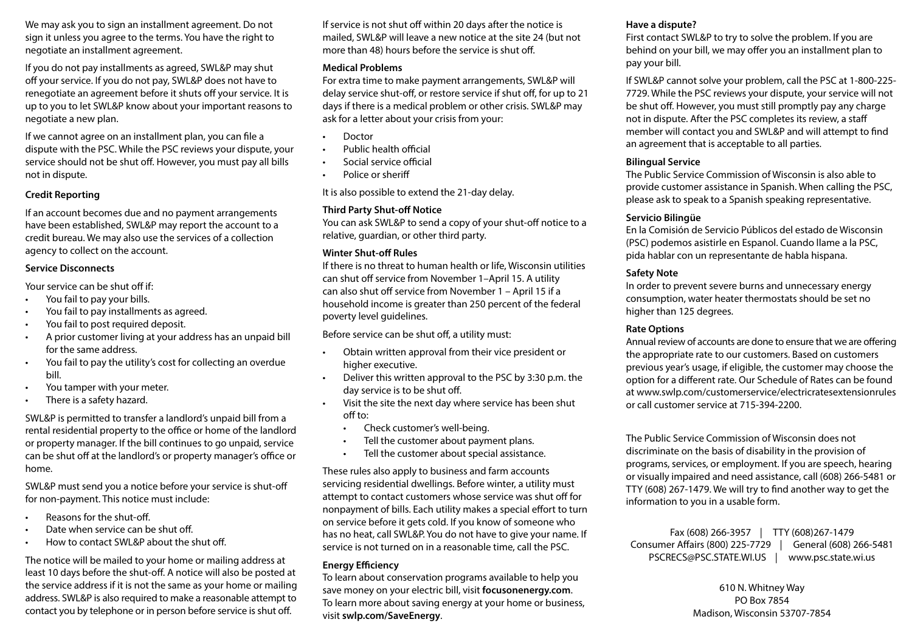We may ask you to sign an installment agreement. Do not sign it unless you agree to the terms. You have the right to negotiate an installment agreement.

If you do not pay installments as agreed, SWL&P may shut off your service. If you do not pay, SWL&P does not have to renegotiate an agreement before it shuts off your service. It is up to you to let SWL&P know about your important reasons to negotiate a new plan.

If we cannot agree on an installment plan, you can file a dispute with the PSC. While the PSC reviews your dispute, your service should not be shut off. However, you must pay all bills not in dispute.

**Credit Reporting**

If an account becomes due and no payment arrangements have been established, SWL&P may report the account to a credit bureau. We may also use the services of a collection agency to collect on the account.

**Service Disconnects**

Your service can be shut off if:

- You fail to pay your bills.
- You fail to pay installments as agreed.
- You fail to post required deposit.
- A prior customer living at your address has an unpaid bill for the same address.
- You fail to pay the utility's cost for collecting an overdue bill.
- You tamper with your meter.
- There is a safety hazard.

SWL&P is permitted to transfer a landlord's unpaid bill from a rental residential property to the office or home of the landlord or property manager. If the bill continues to go unpaid, service can be shut off at the landlord's or property manager's office or home.

SWL&P must send you a notice before your service is shut-off for non-payment. This notice must include:

- Reasons for the shut-off.
- Date when service can be shut off.
- How to contact SWL&P about the shut off.

The notice will be mailed to your home or mailing address at least 10 days before the shut-off. A notice will also be posted at the service address if it is not the same as your home or mailing address. SWL&P is also required to make a reasonable attempt to contact you by telephone or in person before service is shut off.

If service is not shut off within 20 days after the notice is mailed, SWL&P will leave a new notice at the site 24 (but not more than 48) hours before the service is shut off.

**Medical Problems**

For extra time to make payment arrangements, SWL&P will delay service shut-off, or restore service if shut off, for up to 21 days if there is a medical problem or other crisis. SWL&P may ask for a letter about your crisis from your:

- Doctor
- Public health official
- Social service official
- Police or sheriff

It is also possible to extend the 21-day delay.

**Third Party Shut-off Notice**

You can ask SWL&P to send a copy of your shut-off notice to a relative, guardian, or other third party.

**Winter Shut-off Rules**

If there is no threat to human health or life, Wisconsin utilities can shut off service from November 1–April 15. A utility can also shut off service from November 1 – April 15 if a household income is greater than 250 percent of the federal poverty level guidelines.

Before service can be shut off, a utility must:

- Obtain written approval from their vice president or higher executive.
- Deliver this written approval to the PSC by 3:30 p.m. the day service is to be shut off.
- Visit the site the next day where service has been shut off to:
  - Check customer's well-being.
  - Tell the customer about payment plans.
  - Tell the customer about special assistance.

These rules also apply to business and farm accounts servicing residential dwellings. Before winter, a utility must attempt to contact customers whose service was shut off for nonpayment of bills. Each utility makes a special effort to turn on service before it gets cold. If you know of someone who has no heat, call SWL&P. You do not have to give your name. If service is not turned on in a reasonable time, call the PSC.

**Energy Efficiency**

To learn about conservation programs available to help you save money on your electric bill, visit **focusonenergy.com**. To learn more about saving energy at your home or business, visit **swlp.com/SaveEnergy**.

**Have a dispute?**

First contact SWL&P to try to solve the problem. If you are behind on your bill, we may offer you an installment plan to pay your bill.

If SWL&P cannot solve your problem, call the PSC at 1-800-225-7729. While the PSC reviews your dispute, your service will not be shut off. However, you must still promptly pay any charge not in dispute. After the PSC completes its review, a staff member will contact you and SWL&P and will attempt to find an agreement that is acceptable to all parties.

**Bilingual Service**

The Public Service Commission of Wisconsin is also able to provide customer assistance in Spanish. When calling the PSC, please ask to speak to a Spanish speaking representative.

**Servicio Bilingüe**

En la Comisión de Servicio Públicos del estado de Wisconsin (PSC) podemos asistirle en Espanol. Cuando llame a la PSC, pida hablar con un representante de habla hispana.

**Safety Note**

In order to prevent severe burns and unnecessary energy consumption, water heater thermostats should be set no higher than 125 degrees.

**Rate Options**

Annual review of accounts are done to ensure that we are offering the appropriate rate to our customers. Based on customers previous year's usage, if eligible, the customer may choose the option for a different rate. Our Schedule of Rates can be found at www.swlp.com/customerservice/electricratesextensionrules or call customer service at 715-394-2200.

The Public Service Commission of Wisconsin does not discriminate on the basis of disability in the provision of programs, services, or employment. If you are speech, hearing or visually impaired and need assistance, call (608) 266-5481 or TTY (608) 267-1479. We will try to find another way to get the information to you in a usable form.

Fax (608) 266-3957 | TTY (608)267-1479
Consumer Affairs (800) 225-7729 | General (608) 266-5481
PSCRECS@PSC.STATE.WI.US | www.psc.state.wi.us

610 N. Whitney Way
PO Box 7854
Madison, Wisconsin 53707-7854